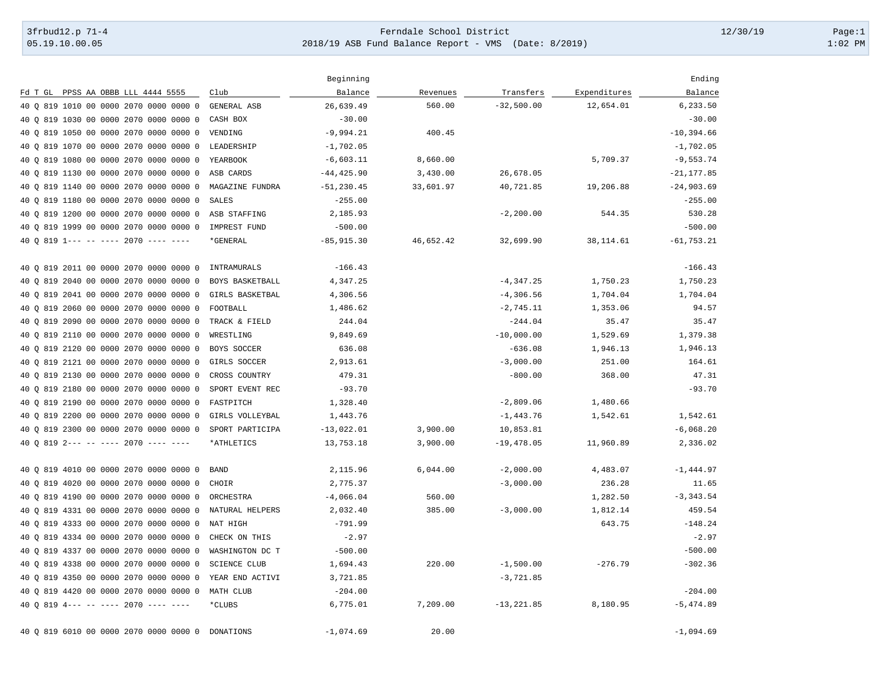Ferndale School District

2018/19 ASB Fund Balance Report - VMS (Date: 8/2019)

| Fd T GL PPSS AA OBBB LLL 4444 5555 | Club | Beginning Balance | Revenues | Transfers | Expenditures | Ending Balance |
|---|---|---|---|---|---|---|
| 40 Q 819 1010 00 0000 2070 0000 0000 0 | GENERAL ASB | 26,639.49 | 560.00 | -32,500.00 | 12,654.01 | 6,233.50 |
| 40 Q 819 1030 00 0000 2070 0000 0000 0 | CASH BOX | -30.00 | | | | -30.00 |
| 40 Q 819 1050 00 0000 2070 0000 0000 0 | VENDING | -9,994.21 | 400.45 | | | -10,394.66 |
| 40 Q 819 1070 00 0000 2070 0000 0000 0 | LEADERSHIP | -1,702.05 | | | | -1,702.05 |
| 40 Q 819 1080 00 0000 2070 0000 0000 0 | YEARBOOK | -6,603.11 | 8,660.00 | | 5,709.37 | -9,553.74 |
| 40 Q 819 1130 00 0000 2070 0000 0000 0 | ASB CARDS | -44,425.90 | 3,430.00 | 26,678.05 | | -21,177.85 |
| 40 Q 819 1140 00 0000 2070 0000 0000 0 | MAGAZINE FUNDRA | -51,230.45 | 33,601.97 | 40,721.85 | 19,206.88 | -24,903.69 |
| 40 Q 819 1180 00 0000 2070 0000 0000 0 | SALES | -255.00 | | | | -255.00 |
| 40 Q 819 1200 00 0000 2070 0000 0000 0 | ASB STAFFING | 2,185.93 | | -2,200.00 | 544.35 | 530.28 |
| 40 Q 819 1999 00 0000 2070 0000 0000 0 | IMPREST FUND | -500.00 | | | | -500.00 |
| 40 Q 819 1--- -- ---- 2070 ---- ---- | *GENERAL | -85,915.30 | 46,652.42 | 32,699.90 | 38,114.61 | -61,753.21 |
| | | | | | | |
| 40 Q 819 2011 00 0000 2070 0000 0000 0 | INTRAMURALS | -166.43 | | | | -166.43 |
| 40 Q 819 2040 00 0000 2070 0000 0000 0 | BOYS BASKETBALL | 4,347.25 | | -4,347.25 | 1,750.23 | 1,750.23 |
| 40 Q 819 2041 00 0000 2070 0000 0000 0 | GIRLS BASKETBAL | 4,306.56 | | -4,306.56 | 1,704.04 | 1,704.04 |
| 40 Q 819 2060 00 0000 2070 0000 0000 0 | FOOTBALL | 1,486.62 | | -2,745.11 | 1,353.06 | 94.57 |
| 40 Q 819 2090 00 0000 2070 0000 0000 0 | TRACK & FIELD | 244.04 | | -244.04 | 35.47 | 35.47 |
| 40 Q 819 2110 00 0000 2070 0000 0000 0 | WRESTLING | 9,849.69 | | -10,000.00 | 1,529.69 | 1,379.38 |
| 40 Q 819 2120 00 0000 2070 0000 0000 0 | BOYS SOCCER | 636.08 | | -636.08 | 1,946.13 | 1,946.13 |
| 40 Q 819 2121 00 0000 2070 0000 0000 0 | GIRLS SOCCER | 2,913.61 | | -3,000.00 | 251.00 | 164.61 |
| 40 Q 819 2130 00 0000 2070 0000 0000 0 | CROSS COUNTRY | 479.31 | | -800.00 | 368.00 | 47.31 |
| 40 Q 819 2180 00 0000 2070 0000 0000 0 | SPORT EVENT REC | -93.70 | | | | -93.70 |
| 40 Q 819 2190 00 0000 2070 0000 0000 0 | FASTPITCH | 1,328.40 | | -2,809.06 | 1,480.66 | |
| 40 Q 819 2200 00 0000 2070 0000 0000 0 | GIRLS VOLLEYBAL | 1,443.76 | | -1,443.76 | 1,542.61 | 1,542.61 |
| 40 Q 819 2300 00 0000 2070 0000 0000 0 | SPORT PARTICIPA | -13,022.01 | 3,900.00 | 10,853.81 | | -6,068.20 |
| 40 Q 819 2--- -- ---- 2070 ---- ---- | *ATHLETICS | 13,753.18 | 3,900.00 | -19,478.05 | 11,960.89 | 2,336.02 |
| | | | | | | |
| 40 Q 819 4010 00 0000 2070 0000 0000 0 | BAND | 2,115.96 | 6,044.00 | -2,000.00 | 4,483.07 | -1,444.97 |
| 40 Q 819 4020 00 0000 2070 0000 0000 0 | CHOIR | 2,775.37 | | -3,000.00 | 236.28 | 11.65 |
| 40 Q 819 4190 00 0000 2070 0000 0000 0 | ORCHESTRA | -4,066.04 | 560.00 | | 1,282.50 | -3,343.54 |
| 40 Q 819 4331 00 0000 2070 0000 0000 0 | NATURAL HELPERS | 2,032.40 | 385.00 | -3,000.00 | 1,812.14 | 459.54 |
| 40 Q 819 4333 00 0000 2070 0000 0000 0 | NAT HIGH | -791.99 | | | 643.75 | -148.24 |
| 40 Q 819 4334 00 0000 2070 0000 0000 0 | CHECK ON THIS | -2.97 | | | | -2.97 |
| 40 Q 819 4337 00 0000 2070 0000 0000 0 | WASHINGTON DC T | -500.00 | | | | -500.00 |
| 40 Q 819 4338 00 0000 2070 0000 0000 0 | SCIENCE CLUB | 1,694.43 | 220.00 | -1,500.00 | -276.79 | -302.36 |
| 40 Q 819 4350 00 0000 2070 0000 0000 0 | YEAR END ACTIVI | 3,721.85 | | -3,721.85 | | |
| 40 Q 819 4420 00 0000 2070 0000 0000 0 | MATH CLUB | -204.00 | | | | -204.00 |
| 40 Q 819 4--- -- ---- 2070 ---- ---- | *CLUBS | 6,775.01 | 7,209.00 | -13,221.85 | 8,180.95 | -5,474.89 |
| | | | | | | |
| 40 Q 819 6010 00 0000 2070 0000 0000 0 | DONATIONS | -1,074.69 | 20.00 | | | -1,094.69 |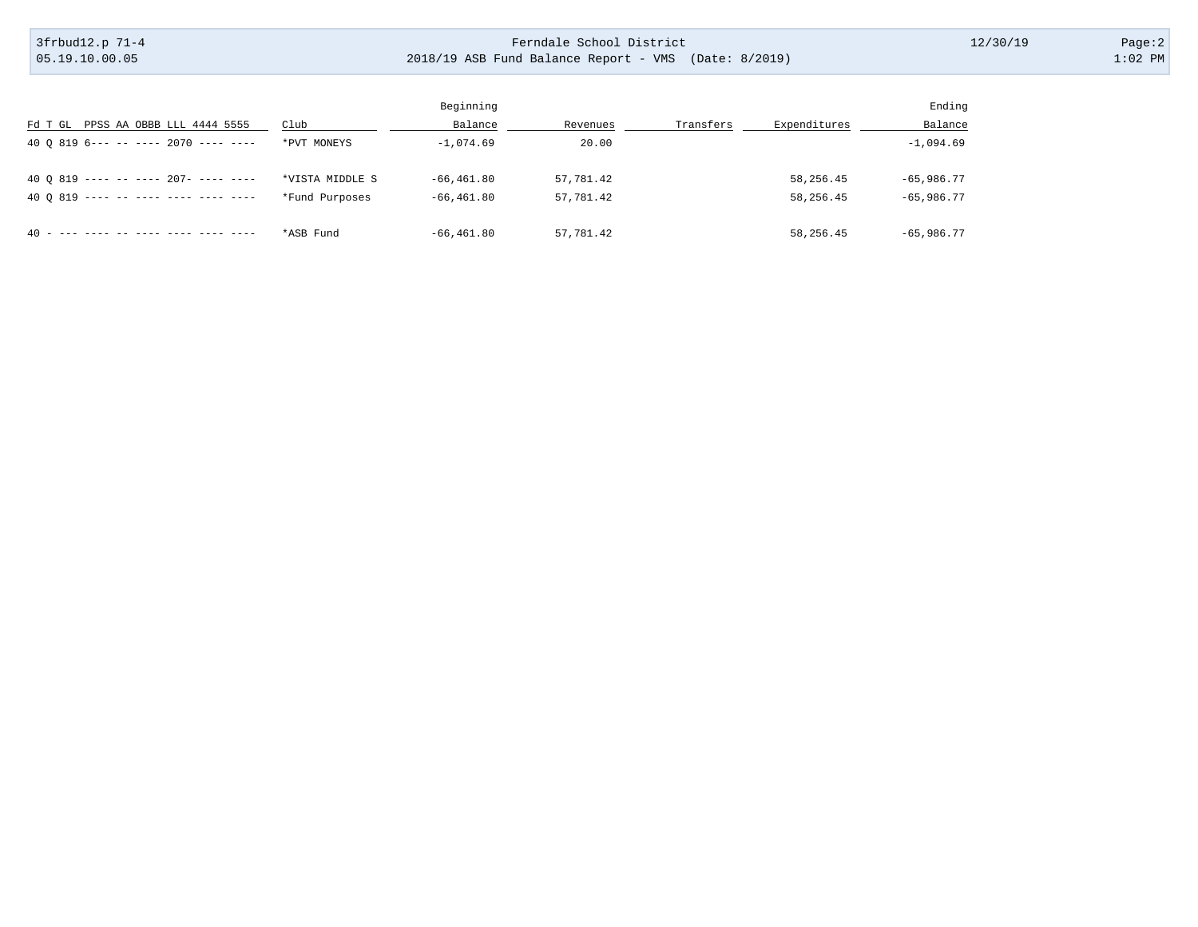| Fd T GL PPSS AA OBBB LLL 4444 5555 | Club | Beginning Balance | Revenues | Transfers | Expenditures | Ending Balance |
|---|---|---|---|---|---|---|
| 40 Q 819 6--- -- ---- 2070 ---- ---- | *PVT MONEYS | -1,074.69 | 20.00 | | | -1,094.69 |
| 40 Q 819 ---- -- ---- 207- ---- ---- | *VISTA MIDDLE S | -66,461.80 | 57,781.42 | | 58,256.45 | -65,986.77 |
| 40 Q 819 ---- -- ---- ---- ---- ---- | *Fund Purposes | -66,461.80 | 57,781.42 | | 58,256.45 | -65,986.77 |
| 40 - --- ---- -- ---- ---- ---- ---- | *ASB Fund | -66,461.80 | 57,781.42 | | 58,256.45 | -65,986.77 |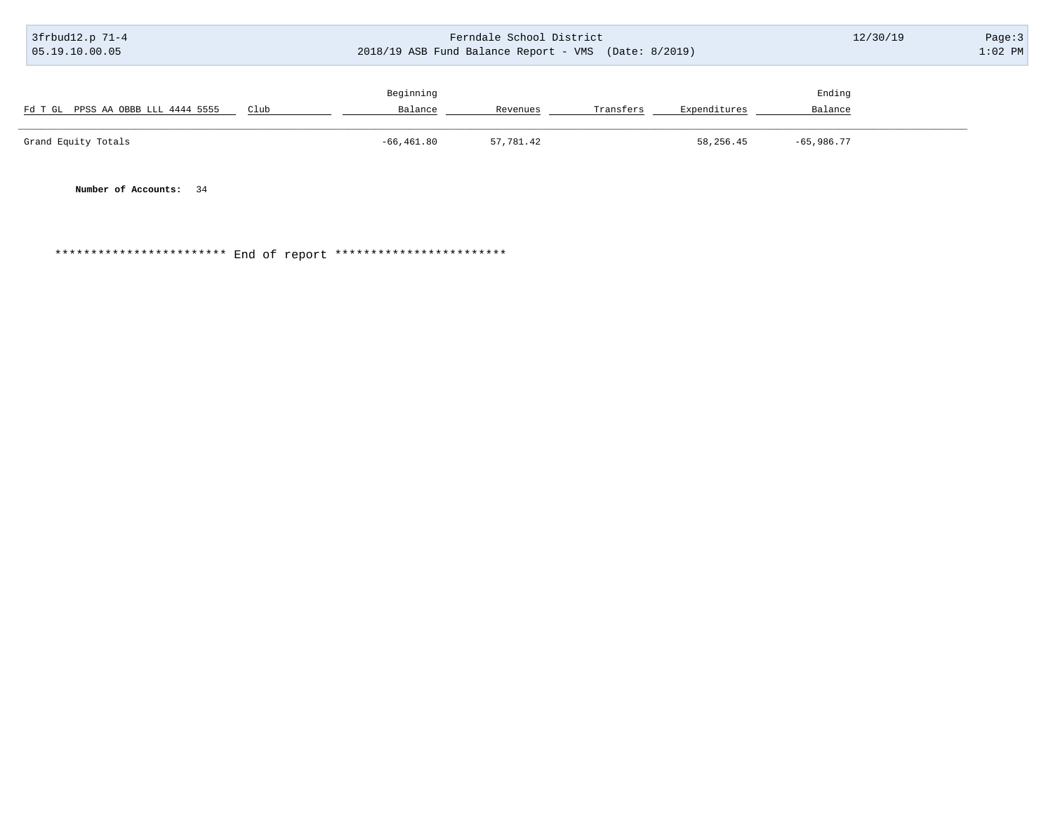| Fd T GL PPSS AA OBBB LLL 4444 5555 | Club | Beginning Balance | Revenues | Transfers | Expenditures | Ending Balance |
|---|---|---|---|---|---|---|
| Grand Equity Totals | | -66,461.80 | 57,781.42 | | 58,256.45 | -65,986.77 |

**Number of Accounts:** 34

************************ End of report ************************